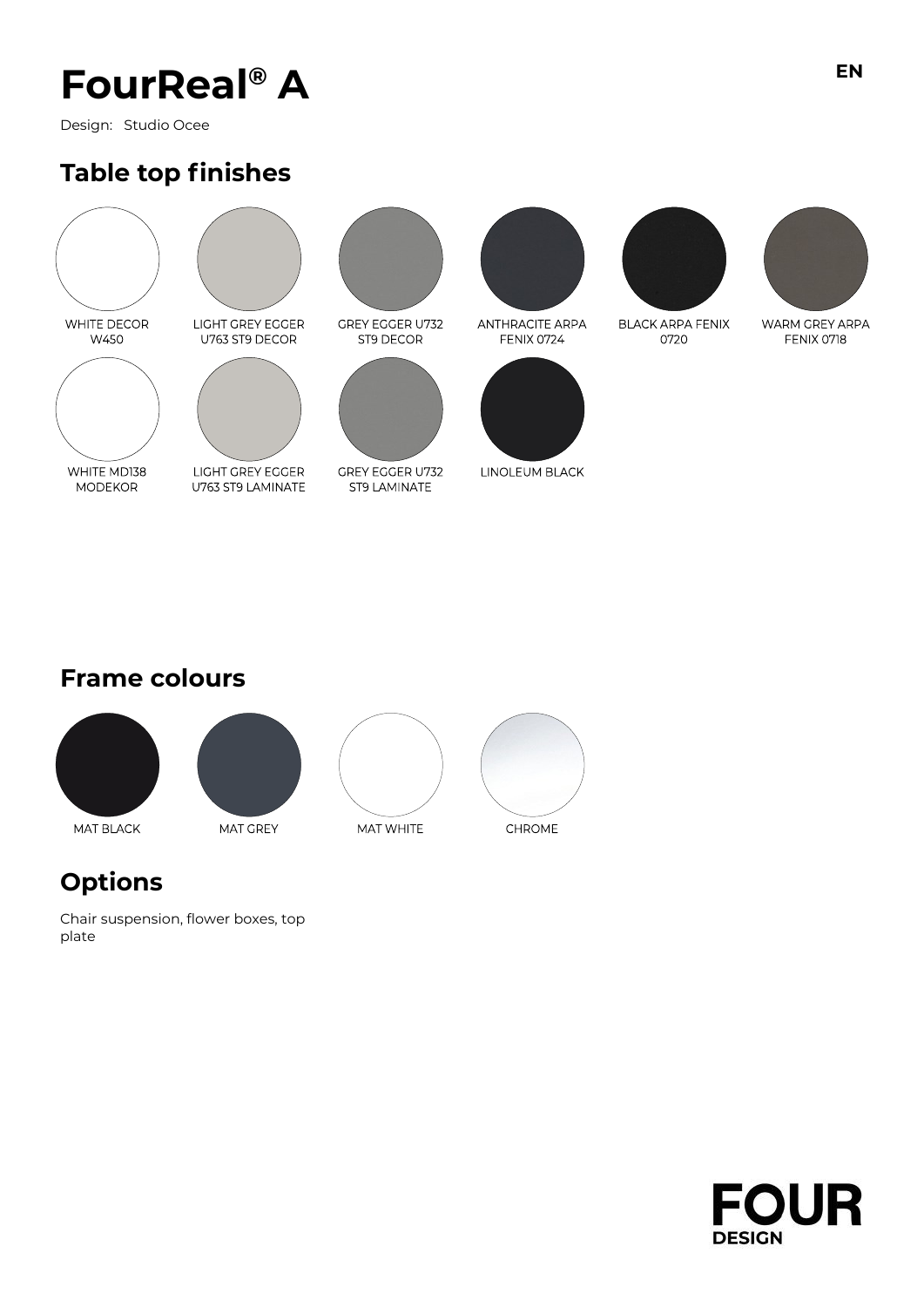# FourReal® A

Design: Studio Ocee

## Table top finishes

- WHITE DECOR W450
- LIGHT GREY EGGER U763 ST9 DECOR
- GREY EGGER U732 ST9 DECOR
- ANTHRACITE ARPA FENIX 0724
- BLACK ARPA FENIX 0720
- WARM GREY ARPA FENIX 0718
- WHITE MD138 MODEKOR
- LIGHT GREY EGGER U763 ST9 LAMINATE
- GREY EGGER U732 ST9 LAMINATE
- LINOLEUM BLACK

## Frame colours

- MAT BLACK
- MAT GREY
- MAT WHITE
- CHROME

## Options

Chair suspension, flower boxes, top plate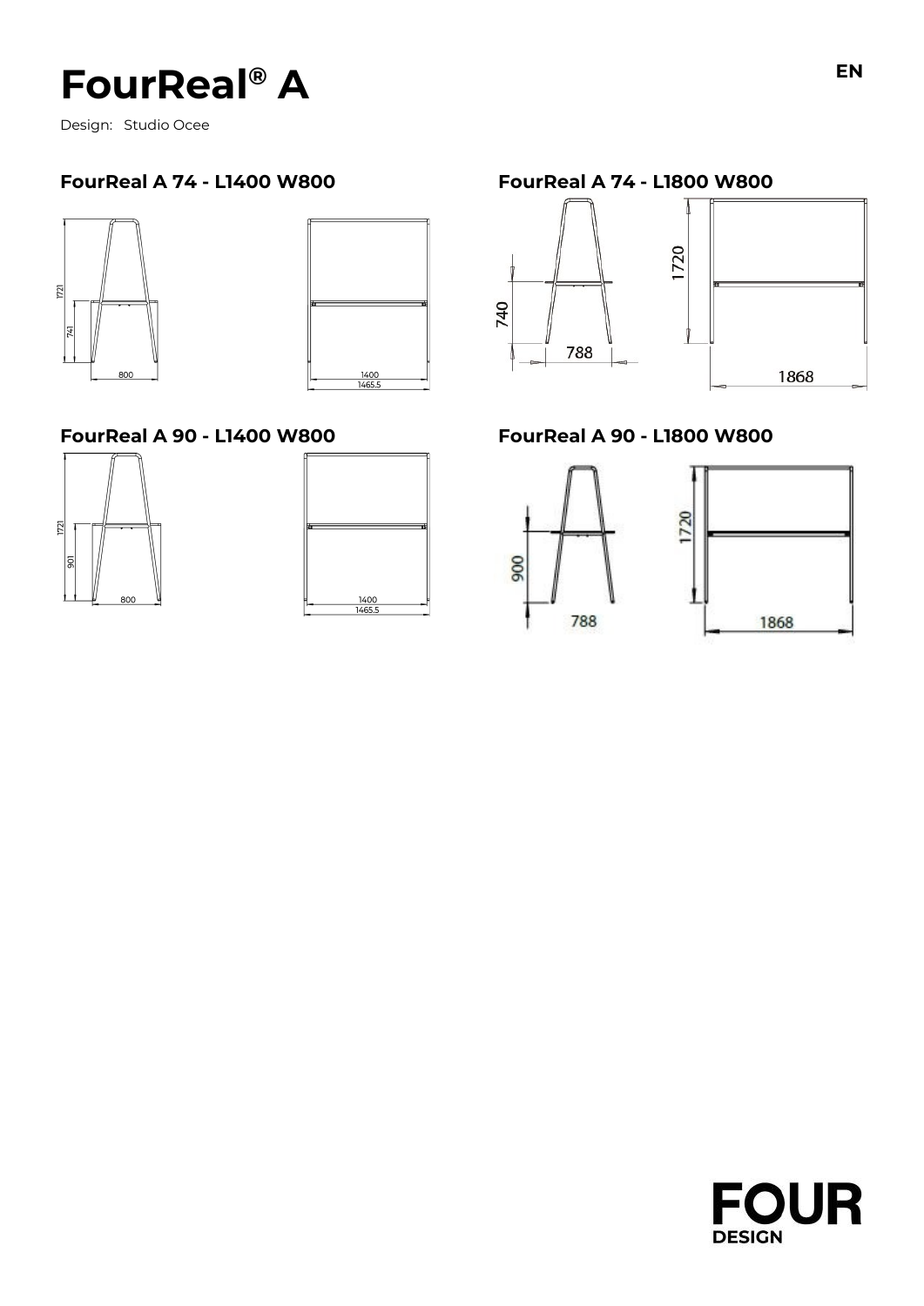# FourReal® A

EN

Design: Studio Ocee

## FourReal A 74 - L1400 W800

1721
741
800
1400
1465.5

## FourReal A 74 - L1800 W800

740
788
1720
1868

## FourReal A 90 - L1400 W800

1721
901
800
1400
1465.5

## FourReal A 90 - L1800 W800

900
788
1720
1868

FOUR DESIGN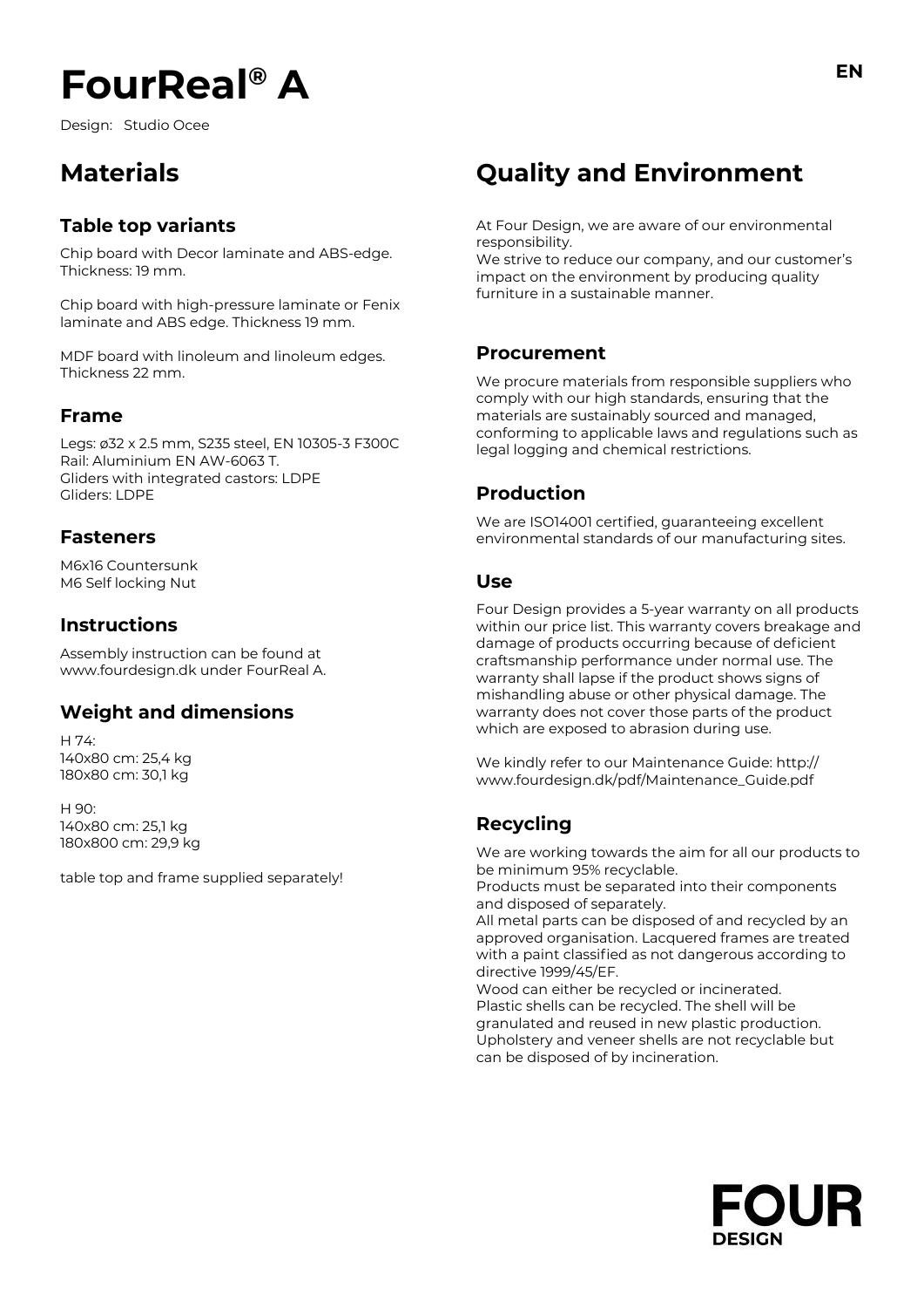# FourReal® A

Design: Studio Ocee

## Materials

### Table top variants

Chip board with Decor laminate and ABS-edge. Thickness: 19 mm.

Chip board with high-pressure laminate or Fenix laminate and ABS edge. Thickness 19 mm.

MDF board with linoleum and linoleum edges. Thickness 22 mm.

### Frame

Legs: ø32 x 2.5 mm, S235 steel, EN 10305-3 F300C
Rail: Aluminium EN AW-6063 T.
Gliders with integrated castors: LDPE
Gliders: LDPE

### Fasteners

M6x16 Countersunk
M6 Self locking Nut

### Instructions

Assembly instruction can be found at www.fourdesign.dk under FourReal A.

### Weight and dimensions

H 74:
140x80 cm: 25,4 kg
180x80 cm: 30,1 kg

H 90:
140x80 cm: 25,1 kg
180x800 cm: 29,9 kg

table top and frame supplied separately!

## Quality and Environment

At Four Design, we are aware of our environmental responsibility.
We strive to reduce our company, and our customer's impact on the environment by producing quality furniture in a sustainable manner.

### Procurement

We procure materials from responsible suppliers who comply with our high standards, ensuring that the materials are sustainably sourced and managed, conforming to applicable laws and regulations such as legal logging and chemical restrictions.

### Production

We are ISO14001 certified, guaranteeing excellent environmental standards of our manufacturing sites.

### Use

Four Design provides a 5-year warranty on all products within our price list. This warranty covers breakage and damage of products occurring because of deficient craftsmanship performance under normal use. The warranty shall lapse if the product shows signs of mishandling abuse or other physical damage. The warranty does not cover those parts of the product which are exposed to abrasion during use.

We kindly refer to our Maintenance Guide: http://www.fourdesign.dk/pdf/Maintenance_Guide.pdf

### Recycling

We are working towards the aim for all our products to be minimum 95% recyclable.
Products must be separated into their components and disposed of separately.
All metal parts can be disposed of and recycled by an approved organisation. Lacquered frames are treated with a paint classified as not dangerous according to directive 1999/45/EF.
Wood can either be recycled or incinerated.
Plastic shells can be recycled. The shell will be granulated and reused in new plastic production.
Upholstery and veneer shells are not recyclable but can be disposed of by incineration.